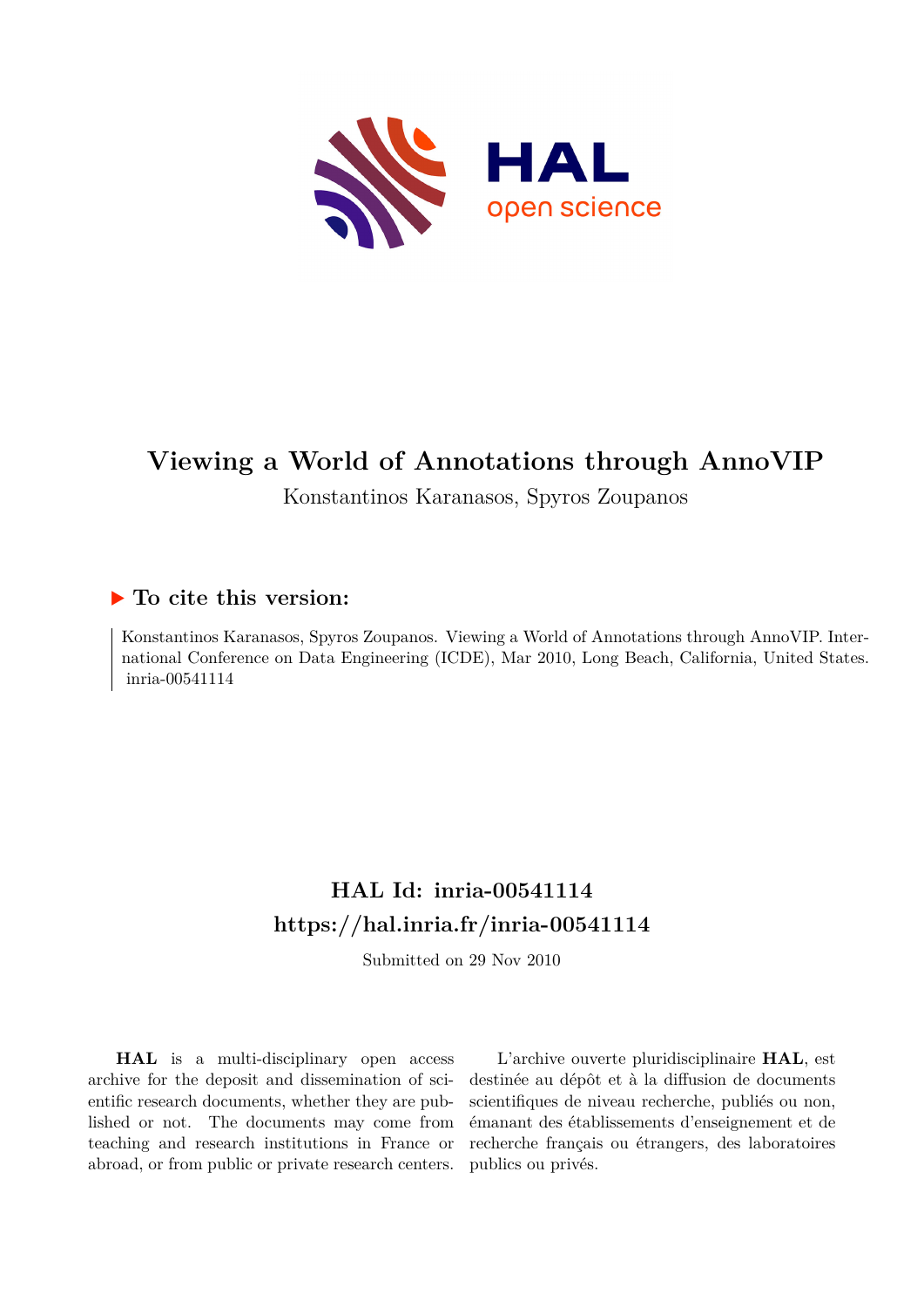# Viewing a World of Annotations through AnnoVIP

Konstantinos Karanasos, Spyros Zoupanos

## ▶ To cite this version:

Konstantinos Karanasos, Spyros Zoupanos. Viewing a World of Annotations through AnnoVIP. International Conference on Data Engineering (ICDE), Mar 2010, Long Beach, California, United States. inria-00541114

## HAL Id: inria-00541114
## https://hal.inria.fr/inria-00541114

Submitted on 29 Nov 2010

**HAL** is a multi-disciplinary open access archive for the deposit and dissemination of scientific research documents, whether they are published or not. The documents may come from teaching and research institutions in France or abroad, or from public or private research centers.

L'archive ouverte pluridisciplinaire **HAL**, est destinée au dépôt et à la diffusion de documents scientifiques de niveau recherche, publiés ou non, émanant des établissements d'enseignement et de recherche français ou étrangers, des laboratoires publics ou privés.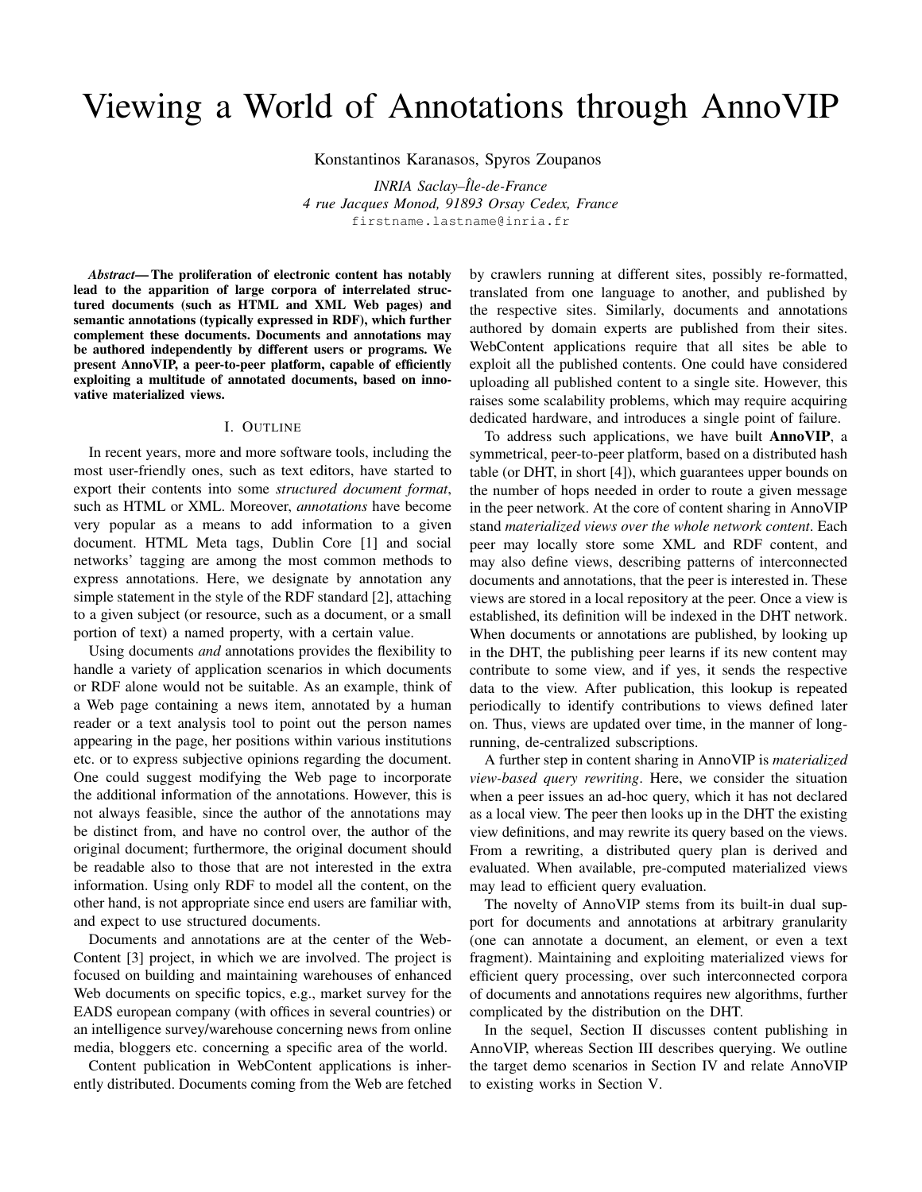# Viewing a World of Annotations through AnnoVIP

Konstantinos Karanasos, Spyros Zoupanos

*INRIA Saclay–Île-de-France*
*4 rue Jacques Monod, 91893 Orsay Cedex, France*
firstname.lastname@inria.fr

***Abstract*— The proliferation of electronic content has notably lead to the apparition of large corpora of interrelated structured documents (such as HTML and XML Web pages) and semantic annotations (typically expressed in RDF), which further complement these documents. Documents and annotations may be authored independently by different users or programs. We present AnnoVIP, a peer-to-peer platform, capable of efficiently exploiting a multitude of annotated documents, based on innovative materialized views.**

## I. Outline

In recent years, more and more software tools, including the most user-friendly ones, such as text editors, have started to export their contents into some *structured document format*, such as HTML or XML. Moreover, *annotations* have become very popular as a means to add information to a given document. HTML Meta tags, Dublin Core [1] and social networks' tagging are among the most common methods to express annotations. Here, we designate by annotation any simple statement in the style of the RDF standard [2], attaching to a given subject (or resource, such as a document, or a small portion of text) a named property, with a certain value.

Using documents *and* annotations provides the flexibility to handle a variety of application scenarios in which documents or RDF alone would not be suitable. As an example, think of a Web page containing a news item, annotated by a human reader or a text analysis tool to point out the person names appearing in the page, her positions within various institutions etc. or to express subjective opinions regarding the document. One could suggest modifying the Web page to incorporate the additional information of the annotations. However, this is not always feasible, since the author of the annotations may be distinct from, and have no control over, the author of the original document; furthermore, the original document should be readable also to those that are not interested in the extra information. Using only RDF to model all the content, on the other hand, is not appropriate since end users are familiar with, and expect to use structured documents.

Documents and annotations are at the center of the WebContent [3] project, in which we are involved. The project is focused on building and maintaining warehouses of enhanced Web documents on specific topics, e.g., market survey for the EADS european company (with offices in several countries) or an intelligence survey/warehouse concerning news from online media, bloggers etc. concerning a specific area of the world.

Content publication in WebContent applications is inherently distributed. Documents coming from the Web are fetched by crawlers running at different sites, possibly re-formatted, translated from one language to another, and published by the respective sites. Similarly, documents and annotations authored by domain experts are published from their sites. WebContent applications require that all sites be able to exploit all the published contents. One could have considered uploading all published content to a single site. However, this raises some scalability problems, which may require acquiring dedicated hardware, and introduces a single point of failure.

To address such applications, we have built **AnnoVIP**, a symmetrical, peer-to-peer platform, based on a distributed hash table (or DHT, in short [4]), which guarantees upper bounds on the number of hops needed in order to route a given message in the peer network. At the core of content sharing in AnnoVIP stand *materialized views over the whole network content*. Each peer may locally store some XML and RDF content, and may also define views, describing patterns of interconnected documents and annotations, that the peer is interested in. These views are stored in a local repository at the peer. Once a view is established, its definition will be indexed in the DHT network. When documents or annotations are published, by looking up in the DHT, the publishing peer learns if its new content may contribute to some view, and if yes, it sends the respective data to the view. After publication, this lookup is repeated periodically to identify contributions to views defined later on. Thus, views are updated over time, in the manner of long-running, de-centralized subscriptions.

A further step in content sharing in AnnoVIP is *materialized view-based query rewriting*. Here, we consider the situation when a peer issues an ad-hoc query, which it has not declared as a local view. The peer then looks up in the DHT the existing view definitions, and may rewrite its query based on the views. From a rewriting, a distributed query plan is derived and evaluated. When available, pre-computed materialized views may lead to efficient query evaluation.

The novelty of AnnoVIP stems from its built-in dual support for documents and annotations at arbitrary granularity (one can annotate a document, an element, or even a text fragment). Maintaining and exploiting materialized views for efficient query processing, over such interconnected corpora of documents and annotations requires new algorithms, further complicated by the distribution on the DHT.

In the sequel, Section II discusses content publishing in AnnoVIP, whereas Section III describes querying. We outline the target demo scenarios in Section IV and relate AnnoVIP to existing works in Section V.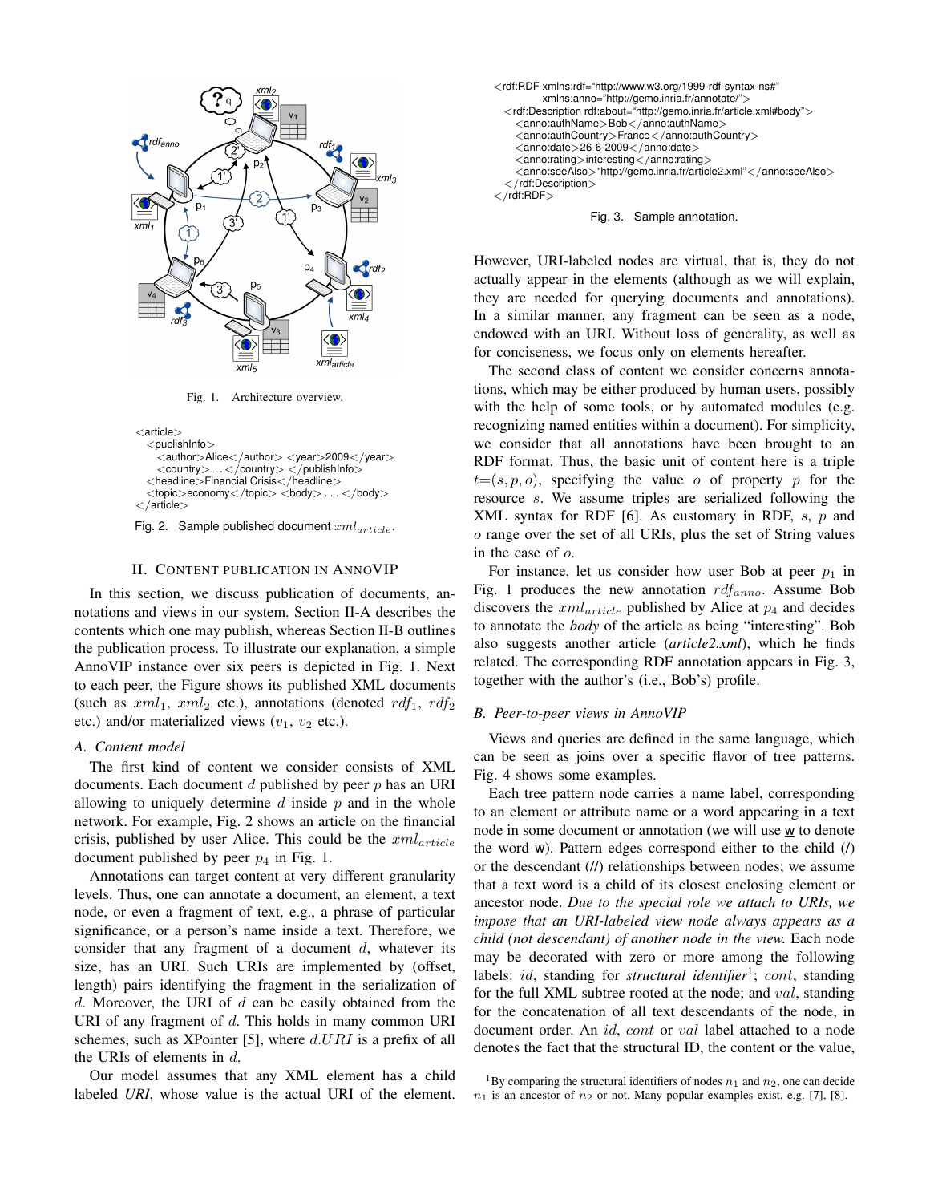Fig. 1. Architecture overview.

```
<article>
  <publishInfo>
    <author>Alice</author> <year>2009</year>
    <country>...</country> </publishInfo>
  <headline>Financial Crisis</headline>
  <topic>economy</topic> <body> ... </body>
</article>
```

Fig. 2. Sample published document $xml_{article}$.

## II. Content Publication in AnnoVIP

In this section, we discuss publication of documents, annotations and views in our system. Section II-A describes the contents which one may publish, whereas Section II-B outlines the publication process. To illustrate our explanation, a simple AnnoVIP instance over six peers is depicted in Fig. 1. Next to each peer, the Figure shows its published XML documents (such as $xml_1$, $xml_2$ etc.), annotations (denoted $rdf_1$, $rdf_2$ etc.) and/or materialized views ($v_1$, $v_2$ etc.).

### A. Content model

The first kind of content we consider consists of XML documents. Each document $d$ published by peer $p$ has an URI allowing to uniquely determine $d$ inside $p$ and in the whole network. For example, Fig. 2 shows an article on the financial crisis, published by user Alice. This could be the $xml_{article}$ document published by peer $p_4$ in Fig. 1.

Annotations can target content at very different granularity levels. Thus, one can annotate a document, an element, a text node, or even a fragment of text, e.g., a phrase of particular significance, or a person's name inside a text. Therefore, we consider that any fragment of a document $d$, whatever its size, has an URI. Such URIs are implemented by (offset, length) pairs identifying the fragment in the serialization of $d$. Moreover, the URI of $d$ can be easily obtained from the URI of any fragment of $d$. This holds in many common URI schemes, such as XPointer [5], where $d.URI$ is a prefix of all the URIs of elements in $d$.

Our model assumes that any XML element has a child labeled *URI*, whose value is the actual URI of the element.

```
<rdf:RDF xmlns:rdf="http://www.w3.org/1999-rdf-syntax-ns#"
         xmlns:anno="http://gemo.inria.fr/annotate/">
  <rdf:Description rdf:about="http://gemo.inria.fr/article.xml#body">
    <anno:authName>Bob</anno:authName>
    <anno:authCountry>France</anno:authCountry>
    <anno:date>26-6-2009</anno:date>
    <anno:rating>interesting</anno:rating>
    <anno:seeAlso>"http://gemo.inria.fr/article2.xml"</anno:seeAlso>
  </rdf:Description>
</rdf:RDF>
```

Fig. 3. Sample annotation.

However, URI-labeled nodes are virtual, that is, they do not actually appear in the elements (although as we will explain, they are needed for querying documents and annotations). In a similar manner, any fragment can be seen as a node, endowed with an URI. Without loss of generality, as well as for conciseness, we focus only on elements hereafter.

The second class of content we consider concerns annotations, which may be either produced by human users, possibly with the help of some tools, or by automated modules (e.g. recognizing named entities within a document). For simplicity, we consider that all annotations have been brought to an RDF format. Thus, the basic unit of content here is a triple $t{=}(s,p,o)$, specifying the value $o$ of property $p$ for the resource $s$. We assume triples are serialized following the XML syntax for RDF [6]. As customary in RDF, $s$, $p$ and $o$ range over the set of all URIs, plus the set of String values in the case of $o$.

For instance, let us consider how user Bob at peer $p_1$ in Fig. 1 produces the new annotation $rdf_{anno}$. Assume Bob discovers the $xml_{article}$ published by Alice at $p_4$ and decides to annotate the *body* of the article as being "interesting". Bob also suggests another article (*article2.xml*), which he finds related. The corresponding RDF annotation appears in Fig. 3, together with the author's (i.e., Bob's) profile.

### B. Peer-to-peer views in AnnoVIP

Views and queries are defined in the same language, which can be seen as joins over a specific flavor of tree patterns. Fig. 4 shows some examples.

Each tree pattern node carries a name label, corresponding to an element or attribute name or a word appearing in a text node in some document or annotation (we will use w to denote the word w). Pattern edges correspond either to the child (/) or the descendant (//) relationships between nodes; we assume that a text word is a child of its closest enclosing element or ancestor node. *Due to the special role we attach to URIs, we impose that an URI-labeled view node always appears as a child (not descendant) of another node in the view.* Each node may be decorated with zero or more among the following labels: $id$, standing for *structural identifier*[1]; $cont$, standing for the full XML subtree rooted at the node; and $val$, standing for the concatenation of all text descendants of the node, in document order. An $id$, $cont$ or $val$ label attached to a node denotes the fact that the structural ID, the content or the value,

[1] By comparing the structural identifiers of nodes $n_1$ and $n_2$, one can decide $n_1$ is an ancestor of $n_2$ or not. Many popular examples exist, e.g. [7], [8].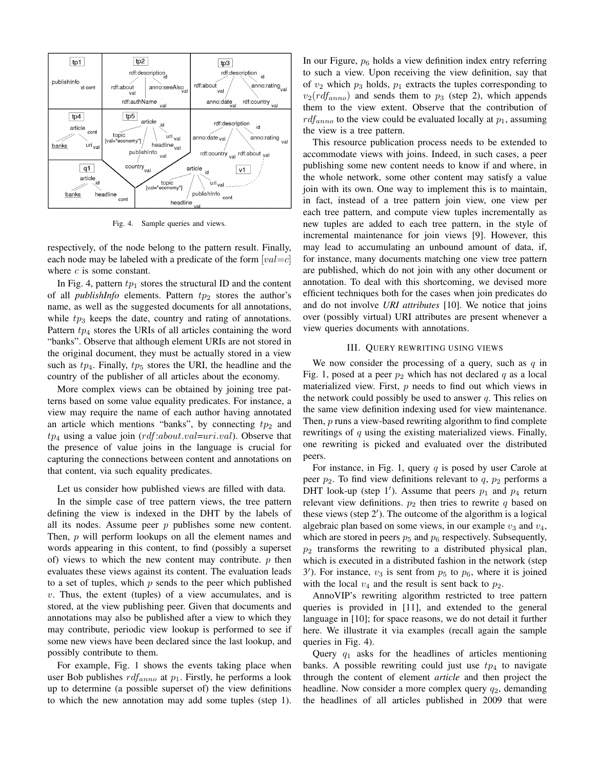Fig. 4. Sample queries and views.

respectively, of the node belong to the pattern result. Finally, each node may be labeled with a predicate of the form $[val{=}c]$ where $c$ is some constant.

In Fig. 4, pattern $tp_1$ stores the structural ID and the content of all *publishInfo* elements. Pattern $tp_2$ stores the author's name, as well as the suggested documents for all annotations, while $tp_3$ keeps the date, country and rating of annotations. Pattern $tp_4$ stores the URIs of all articles containing the word "banks". Observe that although element URIs are not stored in the original document, they must be actually stored in a view such as $tp_4$. Finally, $tp_5$ stores the URI, the headline and the country of the publisher of all articles about the economy.

More complex views can be obtained by joining tree patterns based on some value equality predicates. For instance, a view may require the name of each author having annotated an article which mentions "banks", by connecting $tp_2$ and $tp_4$ using a value join ($rdf{:}about.val{=}uri.val$). Observe that the presence of value joins in the language is crucial for capturing the connections between content and annotations on that content, via such equality predicates.

Let us consider how published views are filled with data.

In the simple case of tree pattern views, the tree pattern defining the view is indexed in the DHT by the labels of all its nodes. Assume peer $p$ publishes some new content. Then, $p$ will perform lookups on all the element names and words appearing in this content, to find (possibly a superset of) views to which the new content may contribute. $p$ then evaluates these views against its content. The evaluation leads to a set of tuples, which $p$ sends to the peer which published $v$. Thus, the extent (tuples) of a view accumulates, and is stored, at the view publishing peer. Given that documents and annotations may also be published after a view to which they may contribute, periodic view lookup is performed to see if some new views have been declared since the last lookup, and possibly contribute to them.

For example, Fig. 1 shows the events taking place when user Bob publishes $rdf_{anno}$ at $p_1$. Firstly, he performs a look up to determine (a possible superset of) the view definitions to which the new annotation may add some tuples (step 1). In our Figure, $p_6$ holds a view definition index entry referring to such a view. Upon receiving the view definition, say that of $v_2$ which $p_3$ holds, $p_1$ extracts the tuples corresponding to $v_2(rdf_{anno})$ and sends them to $p_3$ (step 2), which appends them to the view extent. Observe that the contribution of $rdf_{anno}$ to the view could be evaluated locally at $p_1$, assuming the view is a tree pattern.

This resource publication process needs to be extended to accommodate views with joins. Indeed, in such cases, a peer publishing some new content needs to know if and where, in the whole network, some other content may satisfy a value join with its own. One way to implement this is to maintain, in fact, instead of a tree pattern join view, one view per each tree pattern, and compute view tuples incrementally as new tuples are added to each tree pattern, in the style of incremental maintenance for join views [9]. However, this may lead to accumulating an unbound amount of data, if, for instance, many documents matching one view tree pattern are published, which do not join with any other document or annotation. To deal with this shortcoming, we devised more efficient techniques both for the cases when join predicates do and do not involve ***URI attributes*** [10]. We notice that joins over (possibly virtual) URI attributes are present whenever a view queries documents with annotations.

## III. Query rewriting using views

We now consider the processing of a query, such as $q$ in Fig. 1, posed at a peer $p_2$ which has not declared $q$ as a local materialized view. First, $p$ needs to find out which views in the network could possibly be used to answer $q$. This relies on the same view definition indexing used for view maintenance. Then, $p$ runs a view-based rewriting algorithm to find complete rewritings of $q$ using the existing materialized views. Finally, one rewriting is picked and evaluated over the distributed peers.

For instance, in Fig. 1, query $q$ is posed by user Carole at peer $p_2$. To find view definitions relevant to $q$, $p_2$ performs a DHT look-up (step 1′). Assume that peers $p_1$ and $p_4$ return relevant view definitions. $p_2$ then tries to rewrite $q$ based on these views (step 2′). The outcome of the algorithm is a logical algebraic plan based on some views, in our example $v_3$ and $v_4$, which are stored in peers $p_5$ and $p_6$ respectively. Subsequently, $p_2$ transforms the rewriting to a distributed physical plan, which is executed in a distributed fashion in the network (step 3′). For instance, $v_3$ is sent from $p_5$ to $p_6$, where it is joined with the local $v_4$ and the result is sent back to $p_2$.

AnnoVIP's rewriting algorithm restricted to tree pattern queries is provided in [11], and extended to the general language in [10]; for space reasons, we do not detail it further here. We illustrate it via examples (recall again the sample queries in Fig. 4).

Query $q_1$ asks for the headlines of articles mentioning banks. A possible rewriting could just use $tp_4$ to navigate through the content of element *article* and then project the headline. Now consider a more complex query $q_2$, demanding the headlines of all articles published in 2009 that were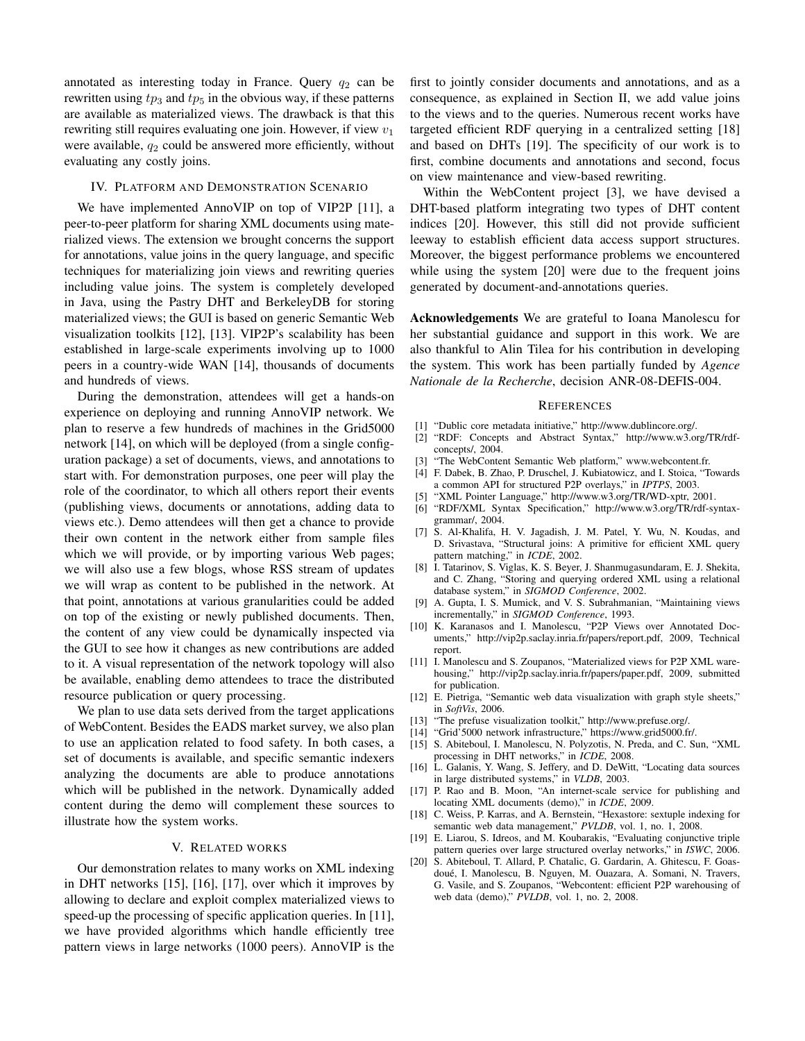annotated as interesting today in France. Query $q_2$ can be rewritten using $tp_3$ and $tp_5$ in the obvious way, if these patterns are available as materialized views. The drawback is that this rewriting still requires evaluating one join. However, if view $v_1$ were available, $q_2$ could be answered more efficiently, without evaluating any costly joins.

## IV. Platform and Demonstration Scenario

We have implemented AnnoVIP on top of VIP2P [11], a peer-to-peer platform for sharing XML documents using materialized views. The extension we brought concerns the support for annotations, value joins in the query language, and specific techniques for materializing join views and rewriting queries including value joins. The system is completely developed in Java, using the Pastry DHT and BerkeleyDB for storing materialized views; the GUI is based on generic Semantic Web visualization toolkits [12], [13]. VIP2P's scalability has been established in large-scale experiments involving up to 1000 peers in a country-wide WAN [14], thousands of documents and hundreds of views.

During the demonstration, attendees will get a hands-on experience on deploying and running AnnoVIP network. We plan to reserve a few hundreds of machines in the Grid5000 network [14], on which will be deployed (from a single configuration package) a set of documents, views, and annotations to start with. For demonstration purposes, one peer will play the role of the coordinator, to which all others report their events (publishing views, documents or annotations, adding data to views etc.). Demo attendees will then get a chance to provide their own content in the network either from sample files which we will provide, or by importing various Web pages; we will also use a few blogs, whose RSS stream of updates we will wrap as content to be published in the network. At that point, annotations at various granularities could be added on top of the existing or newly published documents. Then, the content of any view could be dynamically inspected via the GUI to see how it changes as new contributions are added to it. A visual representation of the network topology will also be available, enabling demo attendees to trace the distributed resource publication or query processing.

We plan to use data sets derived from the target applications of WebContent. Besides the EADS market survey, we also plan to use an application related to food safety. In both cases, a set of documents is available, and specific semantic indexers analyzing the documents are able to produce annotations which will be published in the network. Dynamically added content during the demo will complement these sources to illustrate how the system works.

## V. Related works

Our demonstration relates to many works on XML indexing in DHT networks [15], [16], [17], over which it improves by allowing to declare and exploit complex materialized views to speed-up the processing of specific application queries. In [11], we have provided algorithms which handle efficiently tree pattern views in large networks (1000 peers). AnnoVIP is the first to jointly consider documents and annotations, and as a consequence, as explained in Section II, we add value joins to the views and to the queries. Numerous recent works have targeted efficient RDF querying in a centralized setting [18] and based on DHTs [19]. The specificity of our work is to first, combine documents and annotations and second, focus on view maintenance and view-based rewriting.

Within the WebContent project [3], we have devised a DHT-based platform integrating two types of DHT content indices [20]. However, this still did not provide sufficient leeway to establish efficient data access support structures. Moreover, the biggest performance problems we encountered while using the system [20] were due to the frequent joins generated by document-and-annotations queries.

**Acknowledgements** We are grateful to Ioana Manolescu for her substantial guidance and support in this work. We are also thankful to Alin Tilea for his contribution in developing the system. This work has been partially funded by *Agence Nationale de la Recherche*, decision ANR-08-DEFIS-004.

## References

[1] "Dublic core metadata initiative," http://www.dublincore.org/.

[2] "RDF: Concepts and Abstract Syntax," http://www.w3.org/TR/rdf-concepts/, 2004.

[3] "The WebContent Semantic Web platform," www.webcontent.fr.

[4] F. Dabek, B. Zhao, P. Druschel, J. Kubiatowicz, and I. Stoica, "Towards a common API for structured P2P overlays," in *IPTPS*, 2003.

[5] "XML Pointer Language," http://www.w3.org/TR/WD-xptr, 2001.

[6] "RDF/XML Syntax Specification," http://www.w3.org/TR/rdf-syntax-grammar/, 2004.

[7] S. Al-Khalifa, H. V. Jagadish, J. M. Patel, Y. Wu, N. Koudas, and D. Srivastava, "Structural joins: A primitive for efficient XML query pattern matching," in *ICDE*, 2002.

[8] I. Tatarinov, S. Viglas, K. S. Beyer, J. Shanmugasundaram, E. J. Shekita, and C. Zhang, "Storing and querying ordered XML using a relational database system," in *SIGMOD Conference*, 2002.

[9] A. Gupta, I. S. Mumick, and V. S. Subrahmanian, "Maintaining views incrementally," in *SIGMOD Conference*, 1993.

[10] K. Karanasos and I. Manolescu, "P2P Views over Annotated Documents," http://vip2p.saclay.inria.fr/papers/report.pdf, 2009, Technical report.

[11] I. Manolescu and S. Zoupanos, "Materialized views for P2P XML warehousing," http://vip2p.saclay.inria.fr/papers/paper.pdf, 2009, submitted for publication.

[12] E. Pietriga, "Semantic web data visualization with graph style sheets," in *SoftVis*, 2006.

[13] "The prefuse visualization toolkit," http://www.prefuse.org/.

[14] "Grid'5000 network infrastructure," https://www.grid5000.fr/.

[15] S. Abiteboul, I. Manolescu, N. Polyzotis, N. Preda, and C. Sun, "XML processing in DHT networks," in *ICDE*, 2008.

[16] L. Galanis, Y. Wang, S. Jeffery, and D. DeWitt, "Locating data sources in large distributed systems," in *VLDB*, 2003.

[17] P. Rao and B. Moon, "An internet-scale service for publishing and locating XML documents (demo)," in *ICDE*, 2009.

[18] C. Weiss, P. Karras, and A. Bernstein, "Hexastore: sextuple indexing for semantic web data management," *PVLDB*, vol. 1, no. 1, 2008.

[19] E. Liarou, S. Idreos, and M. Koubarakis, "Evaluating conjunctive triple pattern queries over large structured overlay networks," in *ISWC*, 2006.

[20] S. Abiteboul, T. Allard, P. Chatalic, G. Gardarin, A. Ghitescu, F. Goasdoué, I. Manolescu, B. Nguyen, M. Ouazara, A. Somani, N. Travers, G. Vasile, and S. Zoupanos, "Webcontent: efficient P2P warehousing of web data (demo)," *PVLDB*, vol. 1, no. 2, 2008.